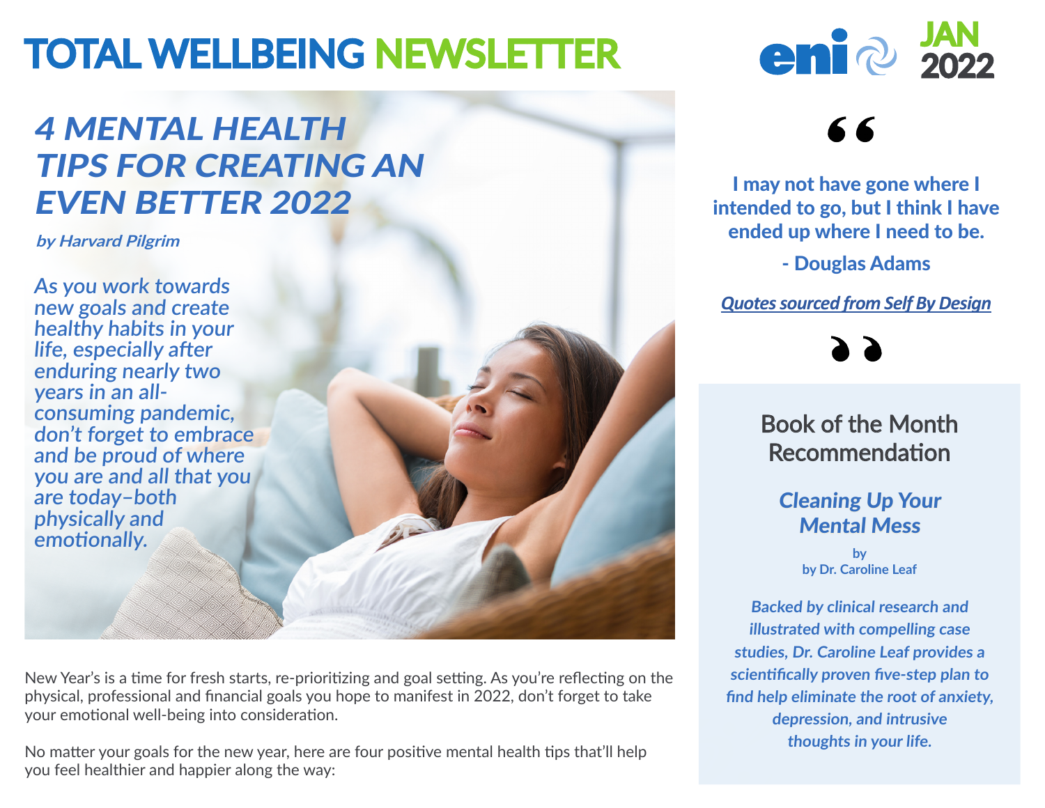# TOTAL WELLBEING NEWSLETTER

JAN 2022

## *4 MENTAL HEALTH TIPS FOR CREATING AN EVEN BETTER 2022*

***by Harvard Pilgrim***

*As you work towards new goals and create healthy habits in your life, especially after enduring nearly two years in an all-consuming pandemic, don't forget to embrace and be proud of where you are and all that you are today–both physically and emotionally.*

New Year's is a time for fresh starts, re-prioritizing and goal setting. As you're reflecting on the physical, professional and financial goals you hope to manifest in 2022, don't forget to take your emotional well-being into consideration.

No matter your goals for the new year, here are four positive mental health tips that'll help you feel healthier and happier along the way:

> **I may not have gone where I intended to go, but I think I have ended up where I need to be.**
>
> **- Douglas Adams**

***Quotes sourced from Self By Design***

### Book of the Month Recommendation

***Cleaning Up Your Mental Mess***

**by**
**by Dr. Caroline Leaf**

***Backed by clinical research and illustrated with compelling case studies, Dr. Caroline Leaf provides a scientifically proven five-step plan to find help eliminate the root of anxiety, depression, and intrusive thoughts in your life.***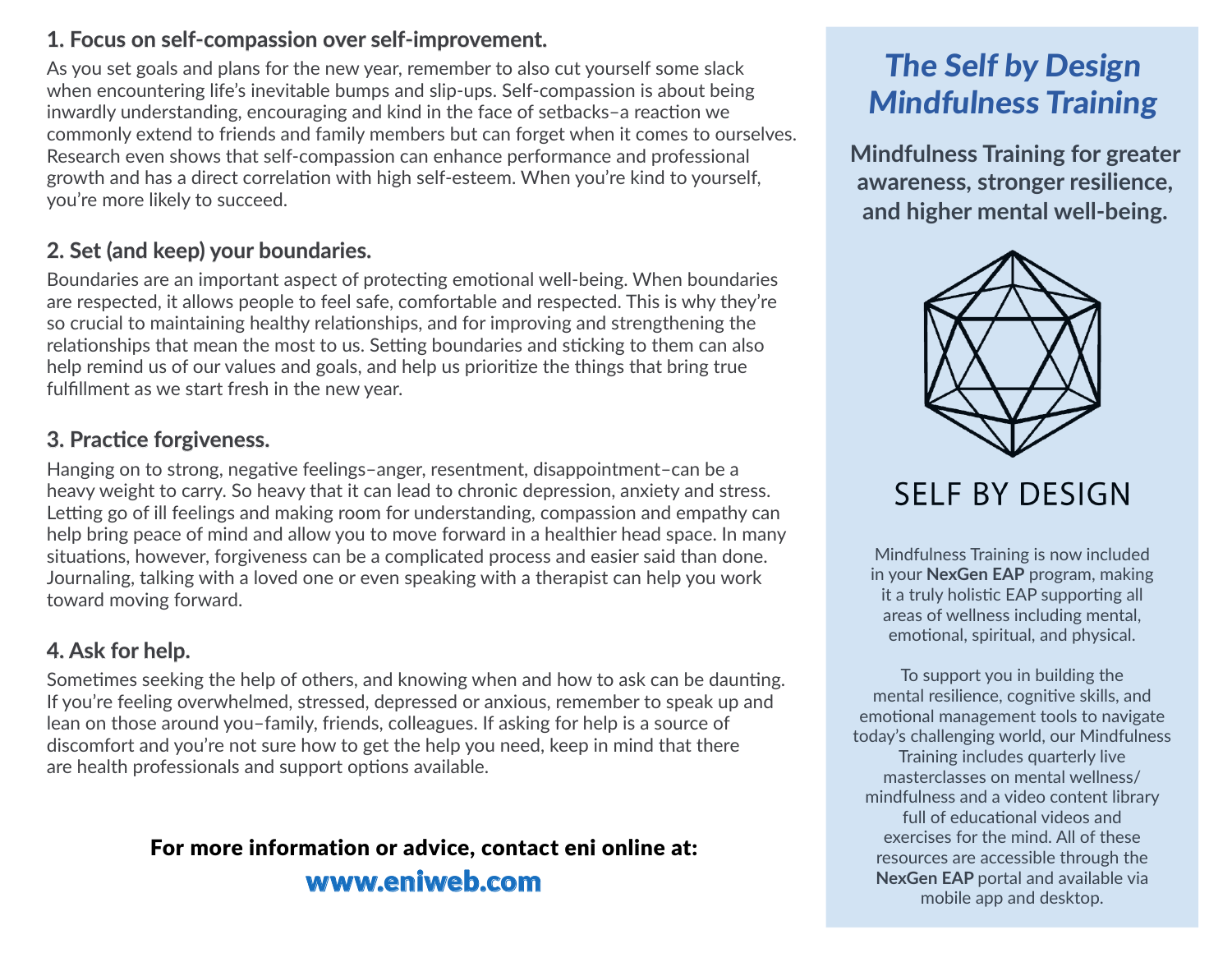### 1. Focus on self-compassion over self-improvement.

As you set goals and plans for the new year, remember to also cut yourself some slack when encountering life's inevitable bumps and slip-ups. Self-compassion is about being inwardly understanding, encouraging and kind in the face of setbacks–a reaction we commonly extend to friends and family members but can forget when it comes to ourselves. Research even shows that self-compassion can enhance performance and professional growth and has a direct correlation with high self-esteem. When you're kind to yourself, you're more likely to succeed.

### 2. Set (and keep) your boundaries.

Boundaries are an important aspect of protecting emotional well-being. When boundaries are respected, it allows people to feel safe, comfortable and respected. This is why they're so crucial to maintaining healthy relationships, and for improving and strengthening the relationships that mean the most to us. Setting boundaries and sticking to them can also help remind us of our values and goals, and help us prioritize the things that bring true fulfillment as we start fresh in the new year.

### 3. Practice forgiveness.

Hanging on to strong, negative feelings–anger, resentment, disappointment–can be a heavy weight to carry. So heavy that it can lead to chronic depression, anxiety and stress. Letting go of ill feelings and making room for understanding, compassion and empathy can help bring peace of mind and allow you to move forward in a healthier head space. In many situations, however, forgiveness can be a complicated process and easier said than done. Journaling, talking with a loved one or even speaking with a therapist can help you work toward moving forward.

### 4. Ask for help.

Sometimes seeking the help of others, and knowing when and how to ask can be daunting. If you're feeling overwhelmed, stressed, depressed or anxious, remember to speak up and lean on those around you–family, friends, colleagues. If asking for help is a source of discomfort and you're not sure how to get the help you need, keep in mind that there are health professionals and support options available.

**For more information or advice, contact eni online at:**

**www.eniweb.com**

## *The Self by Design Mindfulness Training*

**Mindfulness Training for greater awareness, stronger resilience, and higher mental well-being.**

SELF BY DESIGN

Mindfulness Training is now included in your **NexGen EAP** program, making it a truly holistic EAP supporting all areas of wellness including mental, emotional, spiritual, and physical.

To support you in building the mental resilience, cognitive skills, and emotional management tools to navigate today's challenging world, our Mindfulness Training includes quarterly live masterclasses on mental wellness/ mindfulness and a video content library full of educational videos and exercises for the mind. All of these resources are accessible through the **NexGen EAP** portal and available via mobile app and desktop.